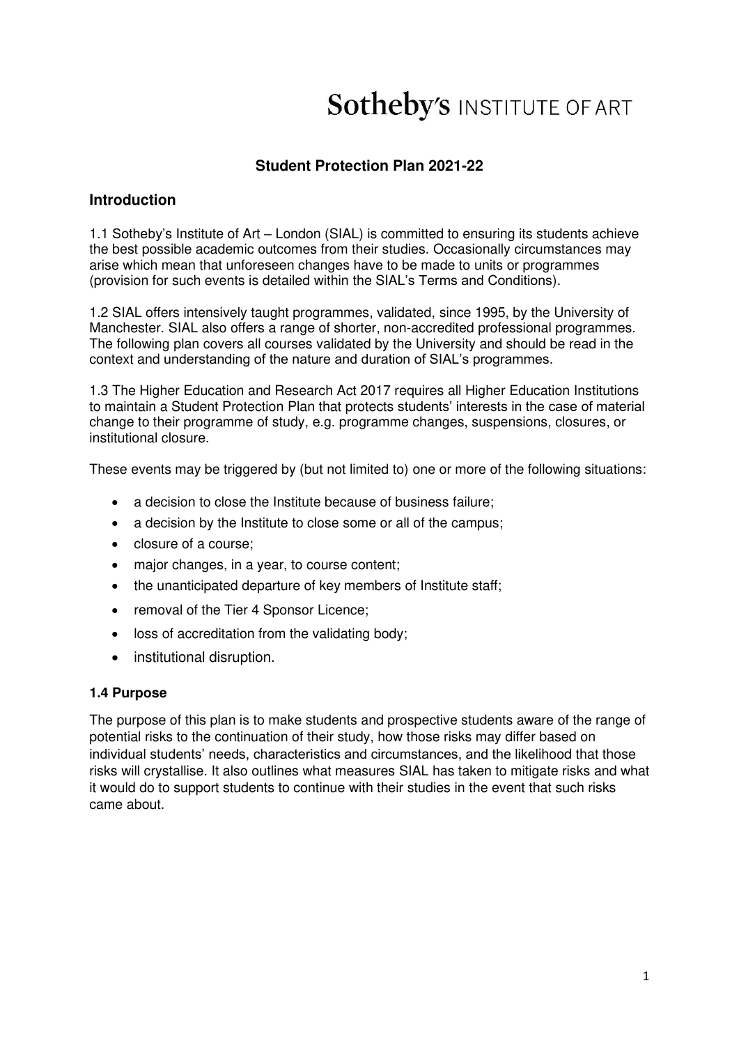Sotheby's INSTITUTE OF ART

# Student Protection Plan 2021-22

## Introduction

1.1 Sotheby's Institute of Art – London (SIAL) is committed to ensuring its students achieve the best possible academic outcomes from their studies. Occasionally circumstances may arise which mean that unforeseen changes have to be made to units or programmes (provision for such events is detailed within the SIAL's Terms and Conditions).

1.2 SIAL offers intensively taught programmes, validated, since 1995, by the University of Manchester. SIAL also offers a range of shorter, non-accredited professional programmes. The following plan covers all courses validated by the University and should be read in the context and understanding of the nature and duration of SIAL's programmes.

1.3 The Higher Education and Research Act 2017 requires all Higher Education Institutions to maintain a Student Protection Plan that protects students' interests in the case of material change to their programme of study, e.g. programme changes, suspensions, closures, or institutional closure.

These events may be triggered by (but not limited to) one or more of the following situations:

- a decision to close the Institute because of business failure;
- a decision by the Institute to close some or all of the campus;
- closure of a course;
- major changes, in a year, to course content;
- the unanticipated departure of key members of Institute staff;
- removal of the Tier 4 Sponsor Licence;
- loss of accreditation from the validating body;
- institutional disruption.

### 1.4 Purpose

The purpose of this plan is to make students and prospective students aware of the range of potential risks to the continuation of their study, how those risks may differ based on individual students' needs, characteristics and circumstances, and the likelihood that those risks will crystallise. It also outlines what measures SIAL has taken to mitigate risks and what it would do to support students to continue with their studies in the event that such risks came about.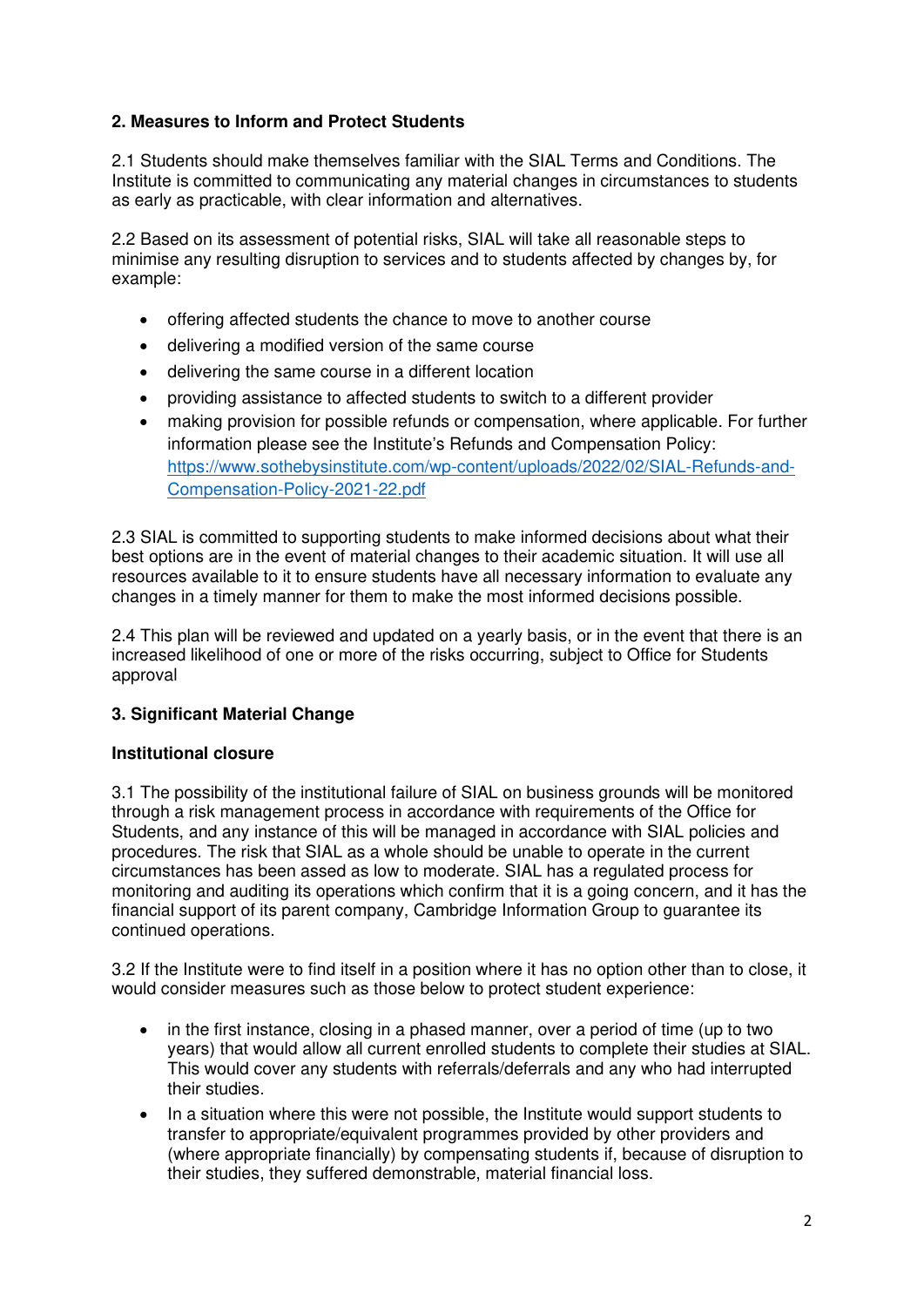## 2. Measures to Inform and Protect Students

2.1 Students should make themselves familiar with the SIAL Terms and Conditions. The Institute is committed to communicating any material changes in circumstances to students as early as practicable, with clear information and alternatives.

2.2 Based on its assessment of potential risks, SIAL will take all reasonable steps to minimise any resulting disruption to services and to students affected by changes by, for example:

- offering affected students the chance to move to another course
- delivering a modified version of the same course
- delivering the same course in a different location
- providing assistance to affected students to switch to a different provider
- making provision for possible refunds or compensation, where applicable. For further information please see the Institute's Refunds and Compensation Policy: [https://www.sothebysinstitute.com/wp-content/uploads/2022/02/SIAL-Refunds-and-Compensation-Policy-2021-22.pdf](https://www.sothebysinstitute.com/wp-content/uploads/2022/02/SIAL-Refunds-and-Compensation-Policy-2021-22.pdf)

2.3 SIAL is committed to supporting students to make informed decisions about what their best options are in the event of material changes to their academic situation. It will use all resources available to it to ensure students have all necessary information to evaluate any changes in a timely manner for them to make the most informed decisions possible.

2.4 This plan will be reviewed and updated on a yearly basis, or in the event that there is an increased likelihood of one or more of the risks occurring, subject to Office for Students approval

## 3. Significant Material Change

### Institutional closure

3.1 The possibility of the institutional failure of SIAL on business grounds will be monitored through a risk management process in accordance with requirements of the Office for Students, and any instance of this will be managed in accordance with SIAL policies and procedures. The risk that SIAL as a whole should be unable to operate in the current circumstances has been assed as low to moderate. SIAL has a regulated process for monitoring and auditing its operations which confirm that it is a going concern, and it has the financial support of its parent company, Cambridge Information Group to guarantee its continued operations.

3.2 If the Institute were to find itself in a position where it has no option other than to close, it would consider measures such as those below to protect student experience:

- in the first instance, closing in a phased manner, over a period of time (up to two years) that would allow all current enrolled students to complete their studies at SIAL. This would cover any students with referrals/deferrals and any who had interrupted their studies.
- In a situation where this were not possible, the Institute would support students to transfer to appropriate/equivalent programmes provided by other providers and (where appropriate financially) by compensating students if, because of disruption to their studies, they suffered demonstrable, material financial loss.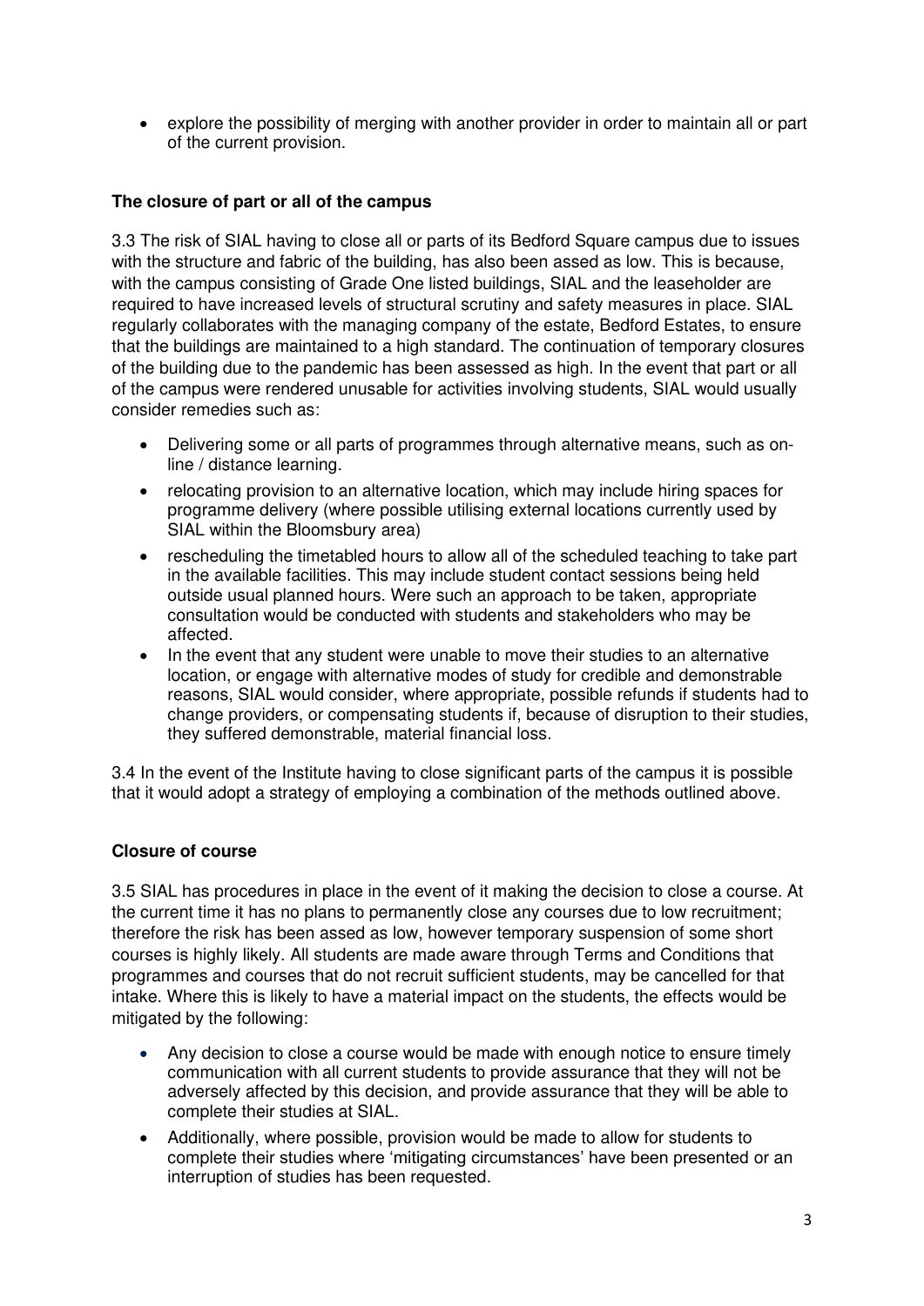- explore the possibility of merging with another provider in order to maintain all or part of the current provision.

**The closure of part or all of the campus**

3.3 The risk of SIAL having to close all or parts of its Bedford Square campus due to issues with the structure and fabric of the building, has also been assed as low. This is because, with the campus consisting of Grade One listed buildings, SIAL and the leaseholder are required to have increased levels of structural scrutiny and safety measures in place. SIAL regularly collaborates with the managing company of the estate, Bedford Estates, to ensure that the buildings are maintained to a high standard. The continuation of temporary closures of the building due to the pandemic has been assessed as high. In the event that part or all of the campus were rendered unusable for activities involving students, SIAL would usually consider remedies such as:

- Delivering some or all parts of programmes through alternative means, such as on-line / distance learning.
- relocating provision to an alternative location, which may include hiring spaces for programme delivery (where possible utilising external locations currently used by SIAL within the Bloomsbury area)
- rescheduling the timetabled hours to allow all of the scheduled teaching to take part in the available facilities. This may include student contact sessions being held outside usual planned hours. Were such an approach to be taken, appropriate consultation would be conducted with students and stakeholders who may be affected.
- In the event that any student were unable to move their studies to an alternative location, or engage with alternative modes of study for credible and demonstrable reasons, SIAL would consider, where appropriate, possible refunds if students had to change providers, or compensating students if, because of disruption to their studies, they suffered demonstrable, material financial loss.

3.4 In the event of the Institute having to close significant parts of the campus it is possible that it would adopt a strategy of employing a combination of the methods outlined above.

**Closure of course**

3.5 SIAL has procedures in place in the event of it making the decision to close a course. At the current time it has no plans to permanently close any courses due to low recruitment; therefore the risk has been assed as low, however temporary suspension of some short courses is highly likely. All students are made aware through Terms and Conditions that programmes and courses that do not recruit sufficient students, may be cancelled for that intake. Where this is likely to have a material impact on the students, the effects would be mitigated by the following:

- Any decision to close a course would be made with enough notice to ensure timely communication with all current students to provide assurance that they will not be adversely affected by this decision, and provide assurance that they will be able to complete their studies at SIAL.
- Additionally, where possible, provision would be made to allow for students to complete their studies where 'mitigating circumstances' have been presented or an interruption of studies has been requested.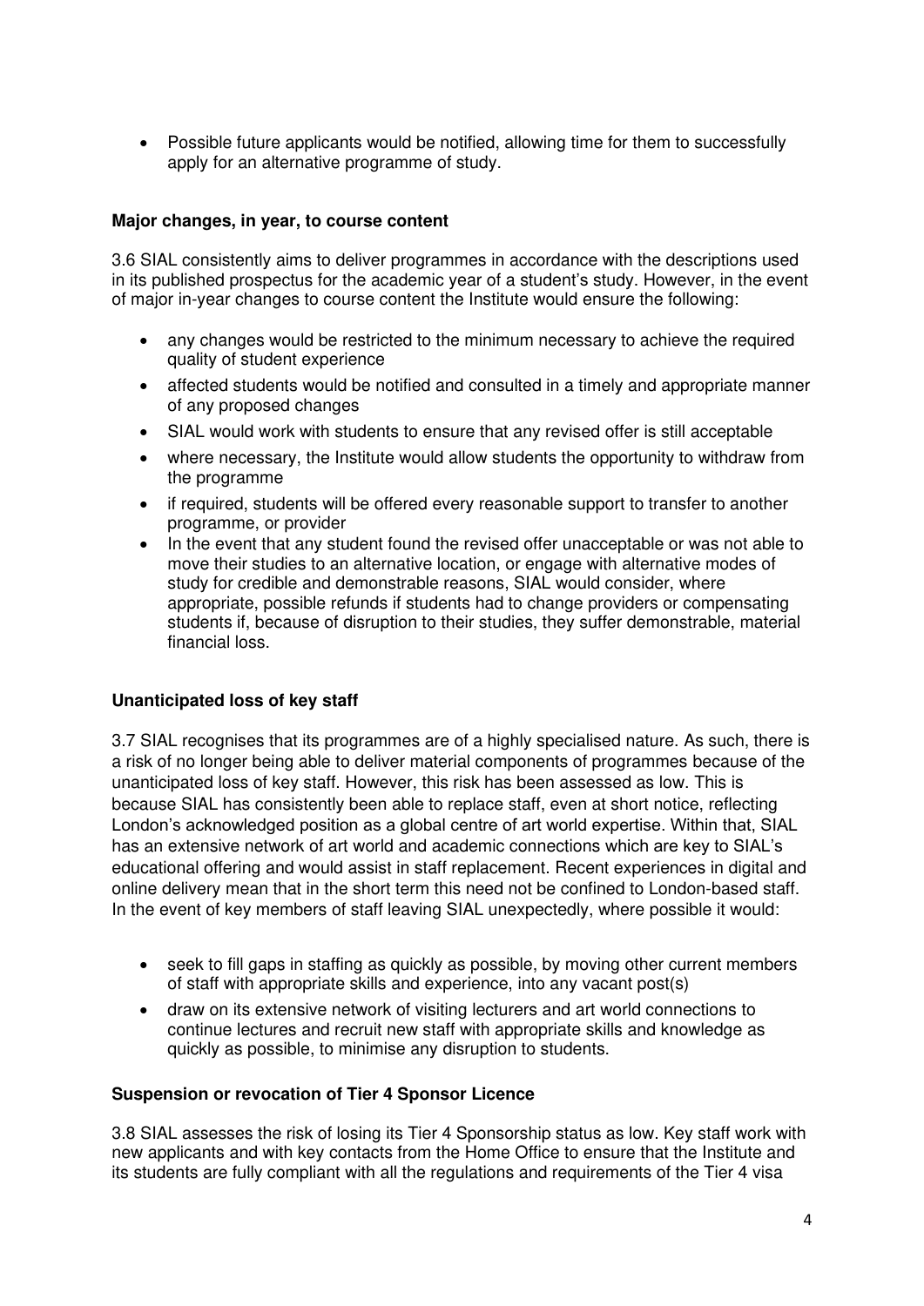- Possible future applicants would be notified, allowing time for them to successfully apply for an alternative programme of study.

**Major changes, in year, to course content**

3.6 SIAL consistently aims to deliver programmes in accordance with the descriptions used in its published prospectus for the academic year of a student's study. However, in the event of major in-year changes to course content the Institute would ensure the following:

- any changes would be restricted to the minimum necessary to achieve the required quality of student experience
- affected students would be notified and consulted in a timely and appropriate manner of any proposed changes
- SIAL would work with students to ensure that any revised offer is still acceptable
- where necessary, the Institute would allow students the opportunity to withdraw from the programme
- if required, students will be offered every reasonable support to transfer to another programme, or provider
- In the event that any student found the revised offer unacceptable or was not able to move their studies to an alternative location, or engage with alternative modes of study for credible and demonstrable reasons, SIAL would consider, where appropriate, possible refunds if students had to change providers or compensating students if, because of disruption to their studies, they suffer demonstrable, material financial loss.

**Unanticipated loss of key staff**

3.7 SIAL recognises that its programmes are of a highly specialised nature. As such, there is a risk of no longer being able to deliver material components of programmes because of the unanticipated loss of key staff. However, this risk has been assessed as low. This is because SIAL has consistently been able to replace staff, even at short notice, reflecting London's acknowledged position as a global centre of art world expertise. Within that, SIAL has an extensive network of art world and academic connections which are key to SIAL's educational offering and would assist in staff replacement. Recent experiences in digital and online delivery mean that in the short term this need not be confined to London-based staff. In the event of key members of staff leaving SIAL unexpectedly, where possible it would:

- seek to fill gaps in staffing as quickly as possible, by moving other current members of staff with appropriate skills and experience, into any vacant post(s)
- draw on its extensive network of visiting lecturers and art world connections to continue lectures and recruit new staff with appropriate skills and knowledge as quickly as possible, to minimise any disruption to students.

**Suspension or revocation of Tier 4 Sponsor Licence**

3.8 SIAL assesses the risk of losing its Tier 4 Sponsorship status as low. Key staff work with new applicants and with key contacts from the Home Office to ensure that the Institute and its students are fully compliant with all the regulations and requirements of the Tier 4 visa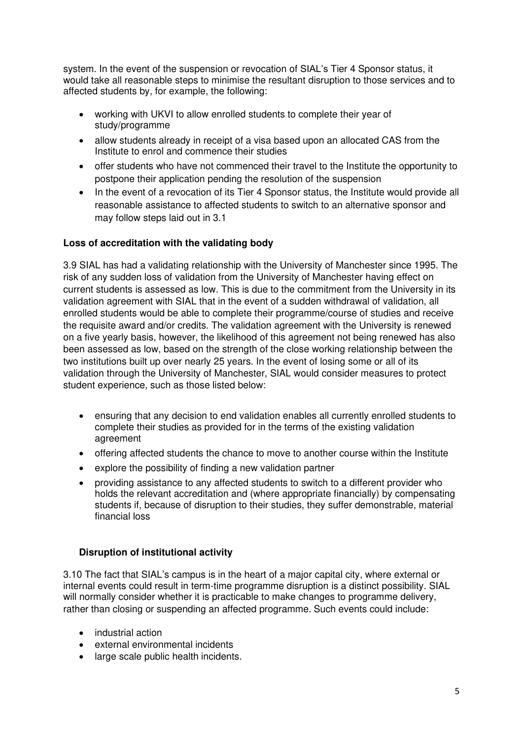system. In the event of the suspension or revocation of SIAL's Tier 4 Sponsor status, it would take all reasonable steps to minimise the resultant disruption to those services and to affected students by, for example, the following:

- working with UKVI to allow enrolled students to complete their year of study/programme
- allow students already in receipt of a visa based upon an allocated CAS from the Institute to enrol and commence their studies
- offer students who have not commenced their travel to the Institute the opportunity to postpone their application pending the resolution of the suspension
- In the event of a revocation of its Tier 4 Sponsor status, the Institute would provide all reasonable assistance to affected students to switch to an alternative sponsor and may follow steps laid out in 3.1

**Loss of accreditation with the validating body**

3.9 SIAL has had a validating relationship with the University of Manchester since 1995. The risk of any sudden loss of validation from the University of Manchester having effect on current students is assessed as low. This is due to the commitment from the University in its validation agreement with SIAL that in the event of a sudden withdrawal of validation, all enrolled students would be able to complete their programme/course of studies and receive the requisite award and/or credits. The validation agreement with the University is renewed on a five yearly basis, however, the likelihood of this agreement not being renewed has also been assessed as low, based on the strength of the close working relationship between the two institutions built up over nearly 25 years. In the event of losing some or all of its validation through the University of Manchester, SIAL would consider measures to protect student experience, such as those listed below:

- ensuring that any decision to end validation enables all currently enrolled students to complete their studies as provided for in the terms of the existing validation agreement
- offering affected students the chance to move to another course within the Institute
- explore the possibility of finding a new validation partner
- providing assistance to any affected students to switch to a different provider who holds the relevant accreditation and (where appropriate financially) by compensating students if, because of disruption to their studies, they suffer demonstrable, material financial loss

**Disruption of institutional activity**

3.10 The fact that SIAL's campus is in the heart of a major capital city, where external or internal events could result in term-time programme disruption is a distinct possibility. SIAL will normally consider whether it is practicable to make changes to programme delivery, rather than closing or suspending an affected programme. Such events could include:

- industrial action
- external environmental incidents
- large scale public health incidents.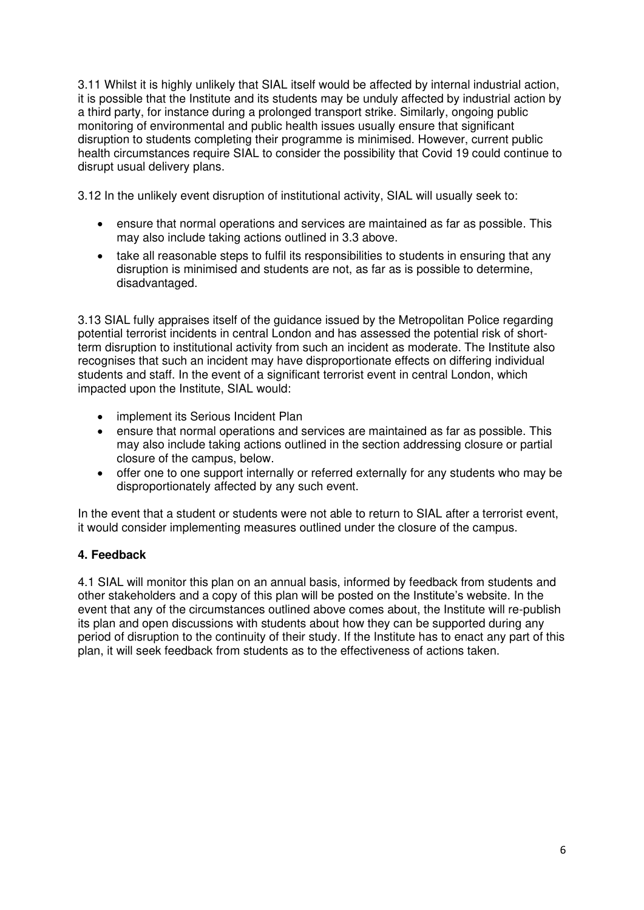3.11 Whilst it is highly unlikely that SIAL itself would be affected by internal industrial action, it is possible that the Institute and its students may be unduly affected by industrial action by a third party, for instance during a prolonged transport strike. Similarly, ongoing public monitoring of environmental and public health issues usually ensure that significant disruption to students completing their programme is minimised. However, current public health circumstances require SIAL to consider the possibility that Covid 19 could continue to disrupt usual delivery plans.

3.12 In the unlikely event disruption of institutional activity, SIAL will usually seek to:

- ensure that normal operations and services are maintained as far as possible. This may also include taking actions outlined in 3.3 above.
- take all reasonable steps to fulfil its responsibilities to students in ensuring that any disruption is minimised and students are not, as far as is possible to determine, disadvantaged.

3.13 SIAL fully appraises itself of the guidance issued by the Metropolitan Police regarding potential terrorist incidents in central London and has assessed the potential risk of short-term disruption to institutional activity from such an incident as moderate. The Institute also recognises that such an incident may have disproportionate effects on differing individual students and staff. In the event of a significant terrorist event in central London, which impacted upon the Institute, SIAL would:

- implement its Serious Incident Plan
- ensure that normal operations and services are maintained as far as possible. This may also include taking actions outlined in the section addressing closure or partial closure of the campus, below.
- offer one to one support internally or referred externally for any students who may be disproportionately affected by any such event.

In the event that a student or students were not able to return to SIAL after a terrorist event, it would consider implementing measures outlined under the closure of the campus.

**4. Feedback**

4.1 SIAL will monitor this plan on an annual basis, informed by feedback from students and other stakeholders and a copy of this plan will be posted on the Institute's website. In the event that any of the circumstances outlined above comes about, the Institute will re-publish its plan and open discussions with students about how they can be supported during any period of disruption to the continuity of their study. If the Institute has to enact any part of this plan, it will seek feedback from students as to the effectiveness of actions taken.